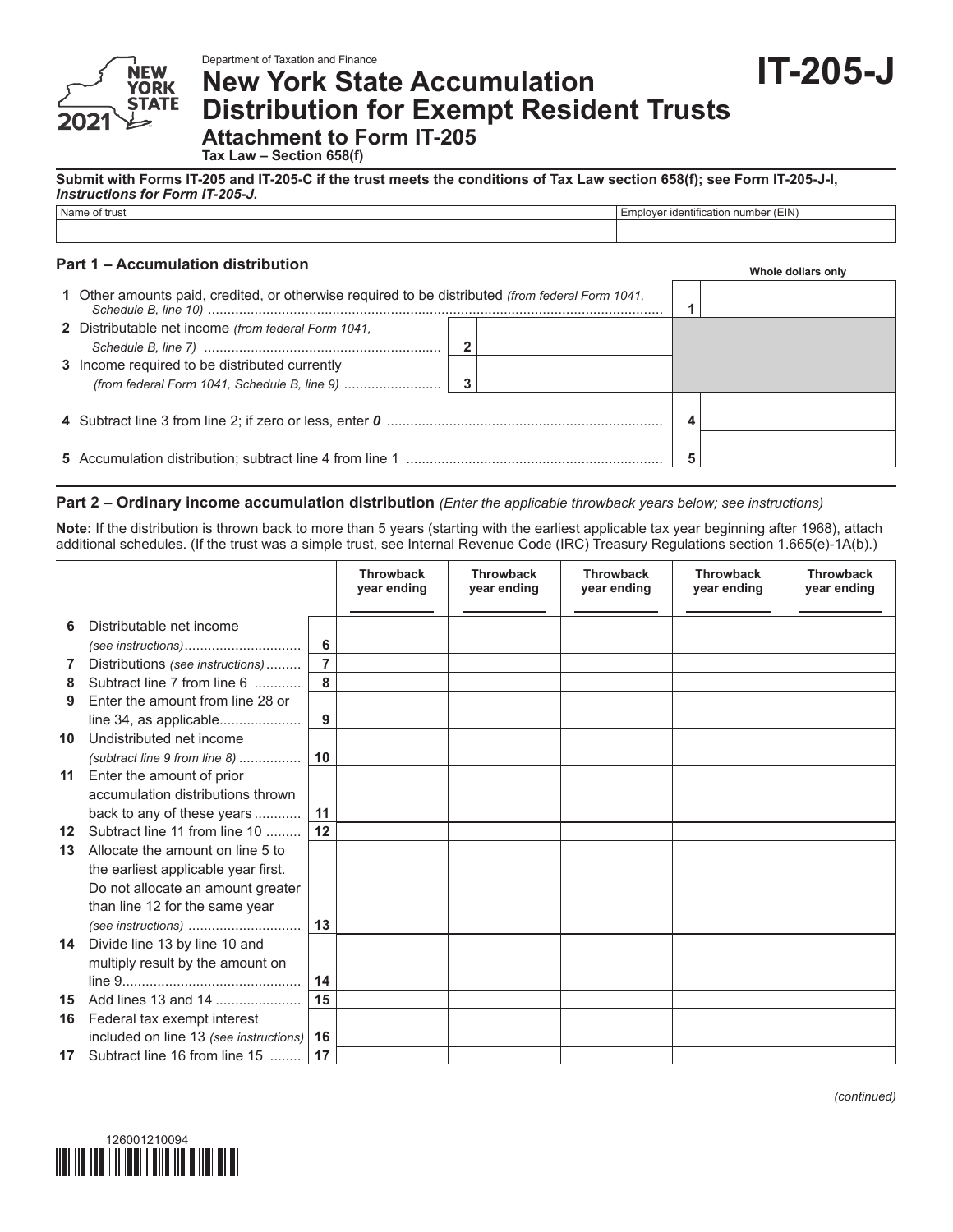Department of Taxation and Finance

# New York State Accumulation Distribution for Exempt Resident Trusts

## Attachment to Form IT-205

**IT-205-J**

2021

Tax Law – Section 658(f)

**Submit with Forms IT-205 and IT-205-C if the trust meets the conditions of Tax Law section 658(f); see Form IT-205-J-I, *Instructions for Form IT-205-J*.**

| Name of trust | Employer identification number (EIN) |
|---|---|
| | |

### Part 1 – Accumulation distribution

Whole dollars only

| | | | |
|---|---|---|---|
| 1 Other amounts paid, credited, or otherwise required to be distributed *(from federal Form 1041, Schedule B, line 10)* | | 1 | |
| 2 Distributable net income *(from federal Form 1041, Schedule B, line 7)* | 2 | | |
| 3 Income required to be distributed currently *(from federal Form 1041, Schedule B, line 9)* | 3 | | |
| 4 Subtract line 3 from line 2; if zero or less, enter *0* | | 4 | |
| 5 Accumulation distribution; subtract line 4 from line 1 | | 5 | |

### Part 2 – Ordinary income accumulation distribution *(Enter the applicable throwback years below; see instructions)*

**Note:** If the distribution is thrown back to more than 5 years (starting with the earliest applicable tax year beginning after 1968), attach additional schedules. (If the trust was a simple trust, see Internal Revenue Code (IRC) Treasury Regulations section 1.665(e)-1A(b).)

| | | Throwback year ending ______ | Throwback year ending ______ | Throwback year ending ______ | Throwback year ending ______ | Throwback year ending ______ |
|---|---|---|---|---|---|---|
| **6** Distributable net income *(see instructions)* | 6 | | | | | |
| **7** Distributions *(see instructions)* | 7 | | | | | |
| **8** Subtract line 7 from line 6 | 8 | | | | | |
| **9** Enter the amount from line 28 or line 34, as applicable | 9 | | | | | |
| **10** Undistributed net income *(subtract line 9 from line 8)* | 10 | | | | | |
| **11** Enter the amount of prior accumulation distributions thrown back to any of these years | 11 | | | | | |
| **12** Subtract line 11 from line 10 | 12 | | | | | |
| **13** Allocate the amount on line 5 to the earliest applicable year first. Do not allocate an amount greater than line 12 for the same year *(see instructions)* | 13 | | | | | |
| **14** Divide line 13 by line 10 and multiply result by the amount on line 9 | 14 | | | | | |
| **15** Add lines 13 and 14 | 15 | | | | | |
| **16** Federal tax exempt interest included on line 13 *(see instructions)* | 16 | | | | | |
| **17** Subtract line 16 from line 15 | 17 | | | | | |

*(continued)*

126001210094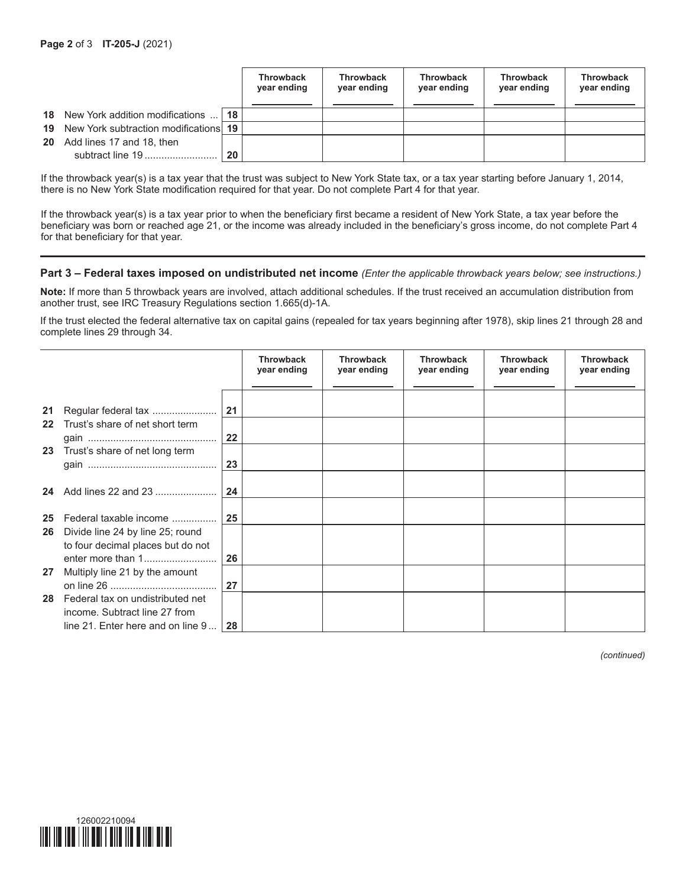| | | Throwback year ending | Throwback year ending | Throwback year ending | Throwback year ending | Throwback year ending |
|---|---|---|---|---|---|---|
| **18** New York addition modifications ... | **18** | | | | | |
| **19** New York subtraction modifications | **19** | | | | | |
| **20** Add lines 17 and 18, then subtract line 19 .......................... | **20** | | | | | |

If the throwback year(s) is a tax year that the trust was subject to New York State tax, or a tax year starting before January 1, 2014, there is no New York State modification required for that year. Do not complete Part 4 for that year.

If the throwback year(s) is a tax year prior to when the beneficiary first became a resident of New York State, a tax year before the beneficiary was born or reached age 21, or the income was already included in the beneficiary's gross income, do not complete Part 4 for that beneficiary for that year.

## Part 3 – Federal taxes imposed on undistributed net income *(Enter the applicable throwback years below; see instructions.)*

**Note:** If more than 5 throwback years are involved, attach additional schedules. If the trust received an accumulation distribution from another trust, see IRC Treasury Regulations section 1.665(d)-1A.

If the trust elected the federal alternative tax on capital gains (repealed for tax years beginning after 1978), skip lines 21 through 28 and complete lines 29 through 34.

| | | Throwback year ending | Throwback year ending | Throwback year ending | Throwback year ending | Throwback year ending |
|---|---|---|---|---|---|---|
| **21** Regular federal tax ....................... | **21** | | | | | |
| **22** Trust's share of net short term gain ............................................ | **22** | | | | | |
| **23** Trust's share of net long term gain ............................................ | **23** | | | | | |
| **24** Add lines 22 and 23 ...................... | **24** | | | | | |
| **25** Federal taxable income ................ | **25** | | | | | |
| **26** Divide line 24 by line 25; round to four decimal places but do not enter more than 1.......................... | **26** | | | | | |
| **27** Multiply line 21 by the amount on line 26 ...................................... | **27** | | | | | |
| **28** Federal tax on undistributed net income. Subtract line 27 from line 21. Enter here and on line 9 ... | **28** | | | | | |

*(continued)*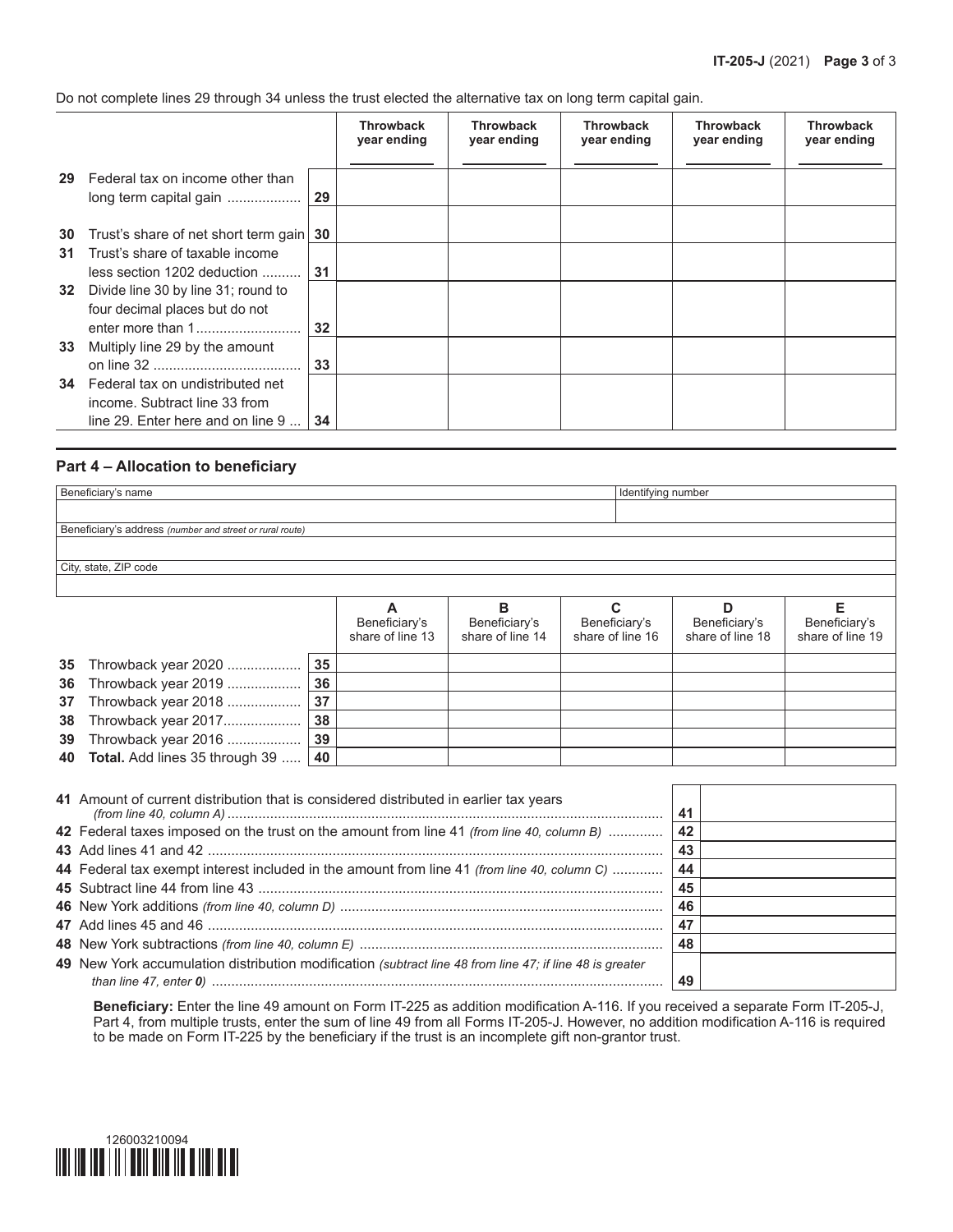Do not complete lines 29 through 34 unless the trust elected the alternative tax on long term capital gain.

| | | | Throwback year ending | Throwback year ending | Throwback year ending | Throwback year ending | Throwback year ending |
|---|---|---|---|---|---|---|---|
| 29 | Federal tax on income other than long term capital gain .................. | 29 | | | | | |
| 30 | Trust's share of net short term gain | 30 | | | | | |
| 31 | Trust's share of taxable income less section 1202 deduction .......... | 31 | | | | | |
| 32 | Divide line 30 by line 31; round to four decimal places but do not enter more than 1........................... | 32 | | | | | |
| 33 | Multiply line 29 by the amount on line 32 ...................................... | 33 | | | | | |
| 34 | Federal tax on undistributed net income. Subtract line 33 from line 29. Enter here and on line 9 ... | 34 | | | | | |

## Part 4 – Allocation to beneficiary

| | |
|---|---|
| Beneficiary's name | Identifying number |
| | |
| Beneficiary's address *(number and street or rural route)* | |
| | |
| City, state, ZIP code | |
| | |

| | | | A Beneficiary's share of line 13 | B Beneficiary's share of line 14 | C Beneficiary's share of line 16 | D Beneficiary's share of line 18 | E Beneficiary's share of line 19 |
|---|---|---|---|---|---|---|---|
| 35 | Throwback year 2020 .................. | 35 | | | | | |
| 36 | Throwback year 2019 .................. | 36 | | | | | |
| 37 | Throwback year 2018 .................. | 37 | | | | | |
| 38 | Throwback year 2017.................... | 38 | | | | | |
| 39 | Throwback year 2016 .................. | 39 | | | | | |
| 40 | **Total.** Add lines 35 through 39 ..... | 40 | | | | | |

| | | |
|---|---|---|
| **41** Amount of current distribution that is considered distributed in earlier tax years *(from line 40, column A)* .............................................................................................................. | 41 | |
| **42** Federal taxes imposed on the trust on the amount from line 41 *(from line 40, column B)* ............. | 42 | |
| **43** Add lines 41 and 42 ................................................................................................................... | 43 | |
| **44** Federal tax exempt interest included in the amount from line 41 *(from line 40, column C)* ............ | 44 | |
| **45** Subtract line 44 from line 43 ...................................................................................................... | 45 | |
| **46** New York additions *(from line 40, column D)* ................................................................................. | 46 | |
| **47** Add lines 45 and 46 ................................................................................................................... | 47 | |
| **48** New York subtractions *(from line 40, column E)* ............................................................................ | 48 | |
| **49** New York accumulation distribution modification *(subtract line 48 from line 47; if line 48 is greater than line 47, enter **0**)* ................................................................................................................... | 49 | |

**Beneficiary:** Enter the line 49 amount on Form IT-225 as addition modification A-116. If you received a separate Form IT-205-J, Part 4, from multiple trusts, enter the sum of line 49 from all Forms IT-205-J. However, no addition modification A-116 is required to be made on Form IT-225 by the beneficiary if the trust is an incomplete gift non-grantor trust.

126003210094